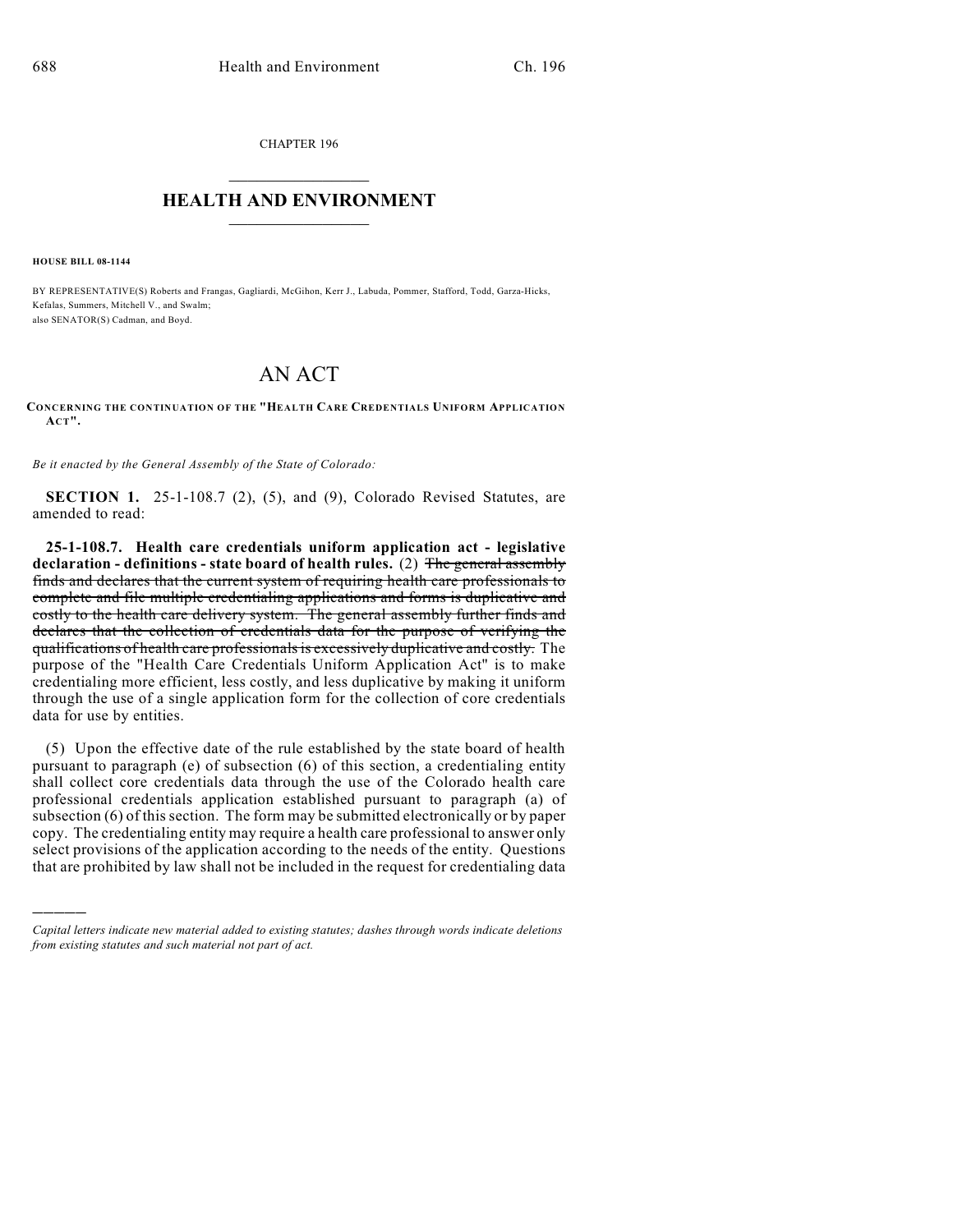CHAPTER 196

# HEALTH AND ENVIRONMENT

**HOUSE BILL 08-1144**

BY REPRESENTATIVE(S) Roberts and Frangas, Gagliardi, McGihon, Kerr J., Labuda, Pommer, Stafford, Todd, Garza-Hicks, Kefalas, Summers, Mitchell V., and Swalm;
also SENATOR(S) Cadman, and Boyd.

# AN ACT

**CONCERNING THE CONTINUATION OF THE "HEALTH CARE CREDENTIALS UNIFORM APPLICATION ACT".**

*Be it enacted by the General Assembly of the State of Colorado:*

**SECTION 1.** 25-1-108.7 (2), (5), and (9), Colorado Revised Statutes, are amended to read:

**25-1-108.7. Health care credentials uniform application act - legislative declaration - definitions - state board of health rules.** (2) ~~The general assembly finds and declares that the current system of requiring health care professionals to complete and file multiple credentialing applications and forms is duplicative and costly to the health care delivery system. The general assembly further finds and declares that the collection of credentials data for the purpose of verifying the qualifications of health care professionals is excessively duplicative and costly.~~ The purpose of the "Health Care Credentials Uniform Application Act" is to make credentialing more efficient, less costly, and less duplicative by making it uniform through the use of a single application form for the collection of core credentials data for use by entities.

(5) Upon the effective date of the rule established by the state board of health pursuant to paragraph (e) of subsection (6) of this section, a credentialing entity shall collect core credentials data through the use of the Colorado health care professional credentials application established pursuant to paragraph (a) of subsection (6) of this section. The form may be submitted electronically or by paper copy. The credentialing entity may require a health care professional to answer only select provisions of the application according to the needs of the entity. Questions that are prohibited by law shall not be included in the request for credentialing data

---

*Capital letters indicate new material added to existing statutes; dashes through words indicate deletions from existing statutes and such material not part of act.*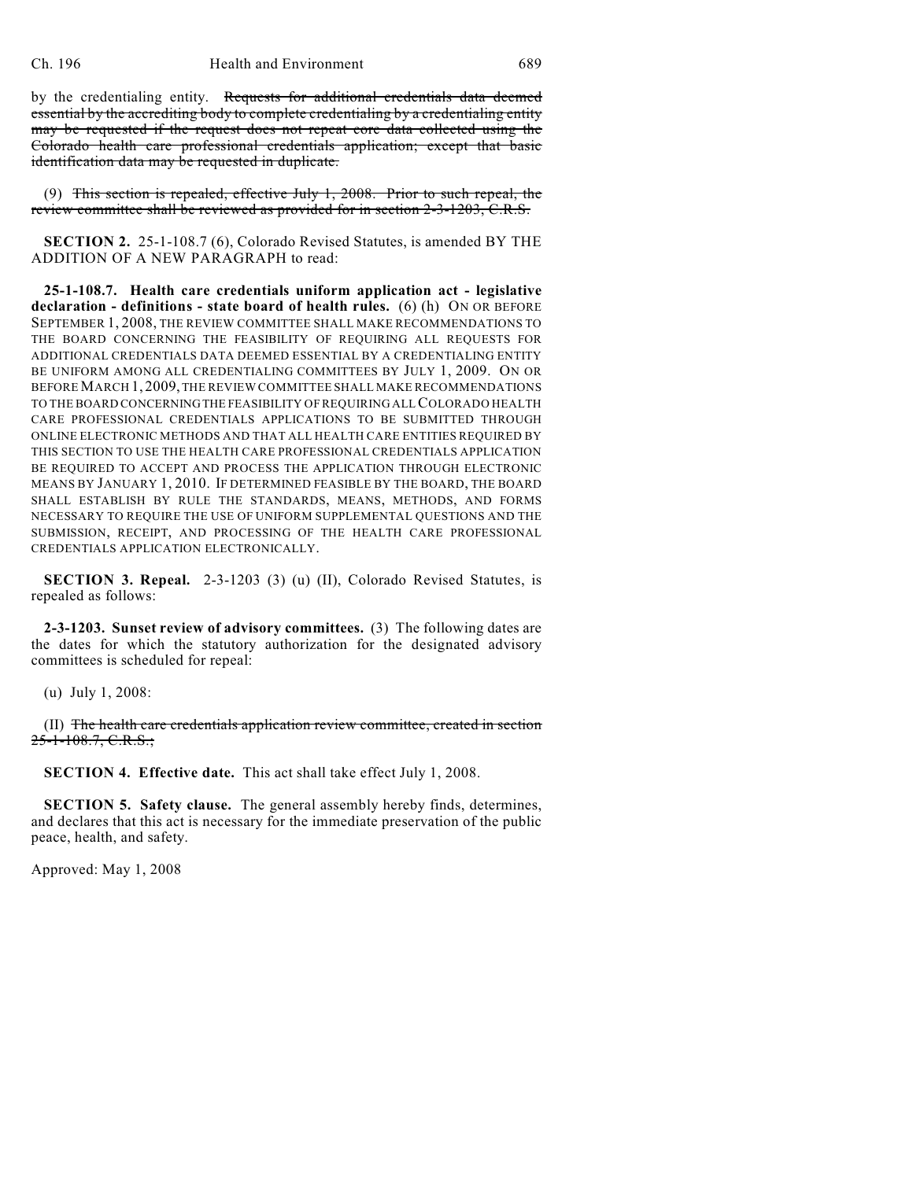by the credentialing entity. ~~Requests for additional credentials data deemed essential by the accrediting body to complete credentialing by a credentialing entity may be requested if the request does not repeat core data collected using the Colorado health care professional credentials application; except that basic identification data may be requested in duplicate.~~

(9) ~~This section is repealed, effective July 1, 2008. Prior to such repeal, the review committee shall be reviewed as provided for in section 2-3-1203, C.R.S.~~

**SECTION 2.** 25-1-108.7 (6), Colorado Revised Statutes, is amended BY THE ADDITION OF A NEW PARAGRAPH to read:

**25-1-108.7. Health care credentials uniform application act - legislative declaration - definitions - state board of health rules.** (6) (h) ON OR BEFORE SEPTEMBER 1, 2008, THE REVIEW COMMITTEE SHALL MAKE RECOMMENDATIONS TO THE BOARD CONCERNING THE FEASIBILITY OF REQUIRING ALL REQUESTS FOR ADDITIONAL CREDENTIALS DATA DEEMED ESSENTIAL BY A CREDENTIALING ENTITY BE UNIFORM AMONG ALL CREDENTIALING COMMITTEES BY JULY 1, 2009. ON OR BEFORE MARCH 1, 2009, THE REVIEW COMMITTEE SHALL MAKE RECOMMENDATIONS TO THE BOARD CONCERNING THE FEASIBILITY OF REQUIRING ALL COLORADO HEALTH CARE PROFESSIONAL CREDENTIALS APPLICATIONS TO BE SUBMITTED THROUGH ONLINE ELECTRONIC METHODS AND THAT ALL HEALTH CARE ENTITIES REQUIRED BY THIS SECTION TO USE THE HEALTH CARE PROFESSIONAL CREDENTIALS APPLICATION BE REQUIRED TO ACCEPT AND PROCESS THE APPLICATION THROUGH ELECTRONIC MEANS BY JANUARY 1, 2010. IF DETERMINED FEASIBLE BY THE BOARD, THE BOARD SHALL ESTABLISH BY RULE THE STANDARDS, MEANS, METHODS, AND FORMS NECESSARY TO REQUIRE THE USE OF UNIFORM SUPPLEMENTAL QUESTIONS AND THE SUBMISSION, RECEIPT, AND PROCESSING OF THE HEALTH CARE PROFESSIONAL CREDENTIALS APPLICATION ELECTRONICALLY.

**SECTION 3. Repeal.** 2-3-1203 (3) (u) (II), Colorado Revised Statutes, is repealed as follows:

**2-3-1203. Sunset review of advisory committees.** (3) The following dates are the dates for which the statutory authorization for the designated advisory committees is scheduled for repeal:

(u) July 1, 2008:

(II) ~~The health care credentials application review committee, created in section 25-1-108.7, C.R.S.;~~

**SECTION 4. Effective date.** This act shall take effect July 1, 2008.

**SECTION 5. Safety clause.** The general assembly hereby finds, determines, and declares that this act is necessary for the immediate preservation of the public peace, health, and safety.

Approved: May 1, 2008